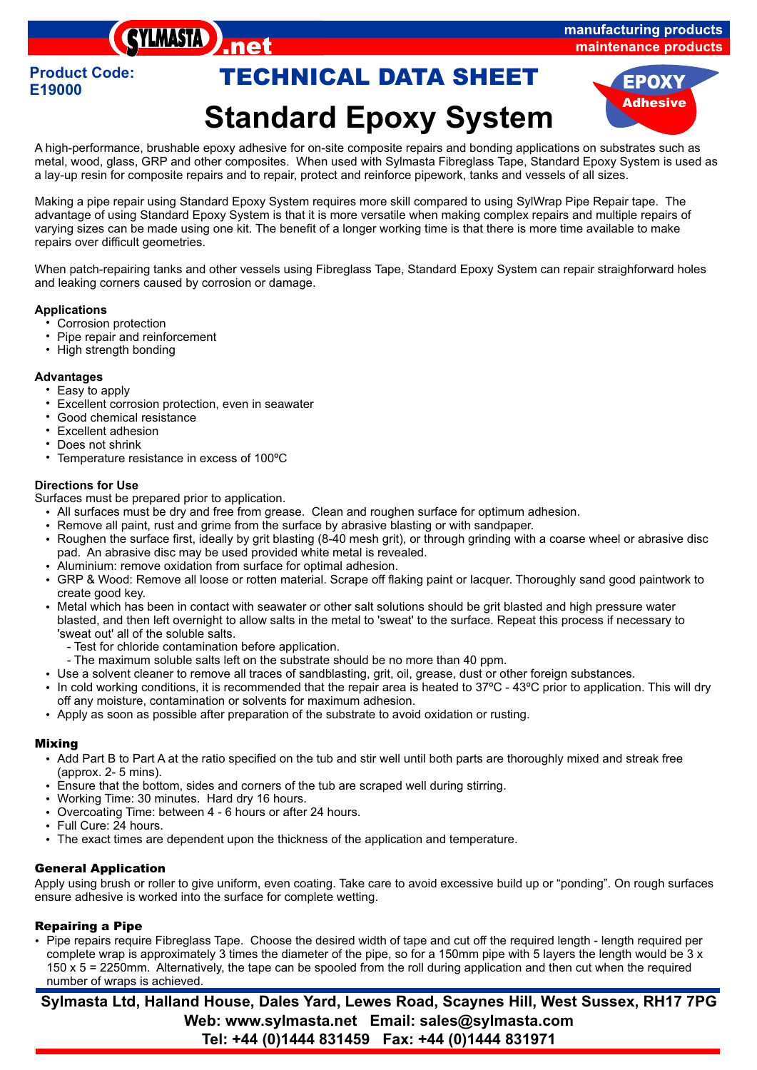**Product Code: E19000**

# TECHNICAL DATA SHEET

# Standard Epoxy System

EPOXY Adhesive

A high-performance, brushable epoxy adhesive for on-site composite repairs and bonding applications on substrates such as metal, wood, glass, GRP and other composites. When used with Sylmasta Fibreglass Tape, Standard Epoxy System is used as a lay-up resin for composite repairs and to repair, protect and reinforce pipework, tanks and vessels of all sizes.

Making a pipe repair using Standard Epoxy System requires more skill compared to using SylWrap Pipe Repair tape. The advantage of using Standard Epoxy System is that it is more versatile when making complex repairs and multiple repairs of varying sizes can be made using one kit. The benefit of a longer working time is that there is more time available to make repairs over difficult geometries.

When patch-repairing tanks and other vessels using Fibreglass Tape, Standard Epoxy System can repair straighforward holes and leaking corners caused by corrosion or damage.

### Applications

- Corrosion protection
- Pipe repair and reinforcement
- High strength bonding

### Advantages

- Easy to apply
- Excellent corrosion protection, even in seawater
- Good chemical resistance
- Excellent adhesion
- Does not shrink
- Temperature resistance in excess of 100ºC

### Directions for Use

Surfaces must be prepared prior to application.

- All surfaces must be dry and free from grease. Clean and roughen surface for optimum adhesion.
- Remove all paint, rust and grime from the surface by abrasive blasting or with sandpaper.
- Roughen the surface first, ideally by grit blasting (8-40 mesh grit), or through grinding with a coarse wheel or abrasive disc pad. An abrasive disc may be used provided white metal is revealed.
- Aluminium: remove oxidation from surface for optimal adhesion.
- GRP & Wood: Remove all loose or rotten material. Scrape off flaking paint or lacquer. Thoroughly sand good paintwork to create good key.
- Metal which has been in contact with seawater or other salt solutions should be grit blasted and high pressure water blasted, and then left overnight to allow salts in the metal to 'sweat' to the surface. Repeat this process if necessary to 'sweat out' all of the soluble salts.
  - Test for chloride contamination before application.
  - The maximum soluble salts left on the substrate should be no more than 40 ppm.
- Use a solvent cleaner to remove all traces of sandblasting, grit, oil, grease, dust or other foreign substances.
- In cold working conditions, it is recommended that the repair area is heated to 37ºC - 43ºC prior to application. This will dry off any moisture, contamination or solvents for maximum adhesion.
- Apply as soon as possible after preparation of the substrate to avoid oxidation or rusting.

### Mixing

- Add Part B to Part A at the ratio specified on the tub and stir well until both parts are thoroughly mixed and streak free (approx. 2- 5 mins).
- Ensure that the bottom, sides and corners of the tub are scraped well during stirring.
- Working Time: 30 minutes. Hard dry 16 hours.
- Overcoating Time: between 4 - 6 hours or after 24 hours.
- Full Cure: 24 hours.
- The exact times are dependent upon the thickness of the application and temperature.

### General Application

Apply using brush or roller to give uniform, even coating. Take care to avoid excessive build up or "ponding". On rough surfaces ensure adhesive is worked into the surface for complete wetting.

### Repairing a Pipe

- Pipe repairs require Fibreglass Tape. Choose the desired width of tape and cut off the required length - length required per complete wrap is approximately 3 times the diameter of the pipe, so for a 150mm pipe with 5 layers the length would be 3 x 150 x 5 = 2250mm. Alternatively, the tape can be spooled from the roll during application and then cut when the required number of wraps is achieved.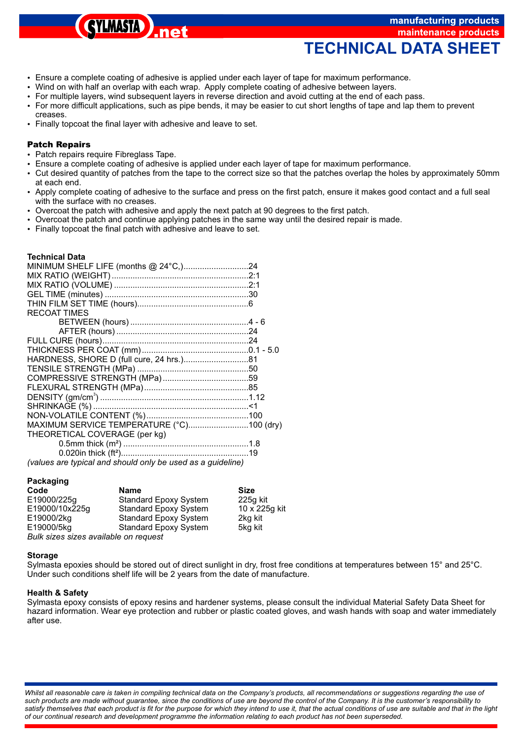- Ensure a complete coating of adhesive is applied under each layer of tape for maximum performance.
- Wind on with half an overlap with each wrap. Apply complete coating of adhesive between layers.
- For multiple layers, wind subsequent layers in reverse direction and avoid cutting at the end of each pass.
- For more difficult applications, such as pipe bends, it may be easier to cut short lengths of tape and lap them to prevent creases.
- Finally topcoat the final layer with adhesive and leave to set.

**Patch Repairs**

- Patch repairs require Fibreglass Tape.
- Ensure a complete coating of adhesive is applied under each layer of tape for maximum performance.
- Cut desired quantity of patches from the tape to the correct size so that the patches overlap the holes by approximately 50mm at each end.
- Apply complete coating of adhesive to the surface and press on the first patch, ensure it makes good contact and a full seal with the surface with no creases.
- Overcoat the patch with adhesive and apply the next patch at 90 degrees to the first patch.
- Overcoat the patch and continue applying patches in the same way until the desired repair is made.
- Finally topcoat the final patch with adhesive and leave to set.

**Technical Data**

| | |
|---|---|
| MINIMUM SHELF LIFE (months @ 24°C,) | 24 |
| MIX RATIO (WEIGHT) | 2:1 |
| MIX RATIO (VOLUME) | 2:1 |
| GEL TIME (minutes) | 30 |
| THIN FILM SET TIME (hours) | 6 |
| RECOAT TIMES | |
| BETWEEN (hours) | 4 - 6 |
| AFTER (hours) | 24 |
| FULL CURE (hours) | 24 |
| THICKNESS PER COAT (mm) | 0.1 - 5.0 |
| HARDNESS, SHORE D (full cure, 24 hrs.) | 81 |
| TENSILE STRENGTH (MPa) | 50 |
| COMPRESSIVE STRENGTH (MPa) | 59 |
| FLEXURAL STRENGTH (MPa) | 85 |
| DENSITY (gm/cm$^3$) | 1.12 |
| SHRINKAGE (%) | <1 |
| NON-VOLATILE CONTENT (%) | 100 |
| MAXIMUM SERVICE TEMPERATURE (°C) | 100 (dry) |
| THEORETICAL COVERAGE (per kg) | |
| 0.5mm thick (m$^2$) | 1.8 |
| 0.020in thick (ft$^2$) | 19 |

*(values are typical and should only be used as a guideline)*

**Packaging**

| Code | Name | Size |
|---|---|---|
| E19000/225g | Standard Epoxy System | 225g kit |
| E19000/10x225g | Standard Epoxy System | 10 x 225g kit |
| E19000/2kg | Standard Epoxy System | 2kg kit |
| E19000/5kg | Standard Epoxy System | 5kg kit |

*Bulk sizes sizes available on request*

**Storage**

Sylmasta epoxies should be stored out of direct sunlight in dry, frost free conditions at temperatures between 15° and 25°C. Under such conditions shelf life will be 2 years from the date of manufacture.

**Health & Safety**

Sylmasta epoxy consists of epoxy resins and hardener systems, please consult the individual Material Safety Data Sheet for hazard information. Wear eye protection and rubber or plastic coated gloves, and wash hands with soap and water immediately after use.

*Whilst all reasonable care is taken in compiling technical data on the Company's products, all recommendations or suggestions regarding the use of such products are made without guarantee, since the conditions of use are beyond the control of the Company. It is the customer's responsibility to satisfy themselves that each product is fit for the purpose for which they intend to use it, that the actual conditions of use are suitable and that in the light of our continual research and development programme the information relating to each product has not been superseded.*